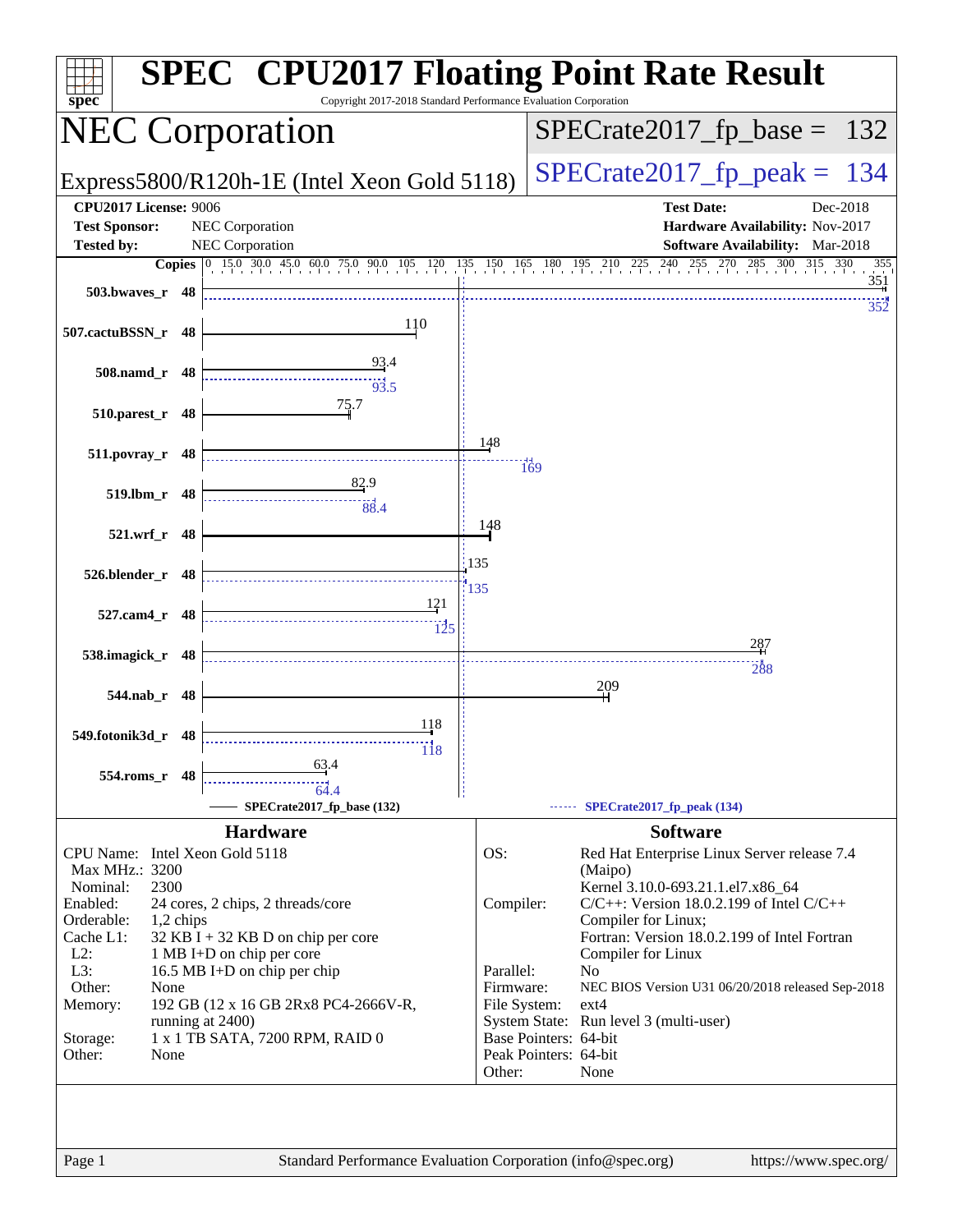# SPEC® CPU2017 Floating Point Rate Result

Copyright 2017-2018 Standard Performance Evaluation Corporation

## NEC Corporation

Express5800/R120h-1E (Intel Xeon Gold 5118)

SPECrate2017_fp_base = 132

SPECrate2017_fp_peak = 134

**CPU2017 License:** 9006
**Test Sponsor:** NEC Corporation
**Tested by:** NEC Corporation

**Test Date:** Dec-2018
**Hardware Availability:** Nov-2017
**Software Availability:** Mar-2018

Copies 0 15.0 30.0 45.0 60.0 75.0 90.0 105 120 135 150 165 180 195 210 225 240 255 270 285 300 315 330 355

503.bwaves_r 48 351 352
507.cactuBSSN_r 48 110
508.namd_r 48 93.4 93.5
510.parest_r 48 75.7
511.povray_r 48 148 169
519.lbm_r 48 82.9 88.4
521.wrf_r 48 148
526.blender_r 48 135 135
527.cam4_r 48 121 125
538.imagick_r 48 287 288
544.nab_r 48 209
549.fotonik3d_r 48 118 118
554.roms_r 48 63.4 64.4

SPECrate2017_fp_base (132)
SPECrate2017_fp_peak (134)

### Hardware

| | |
|---|---|
| CPU Name: | Intel Xeon Gold 5118 |
| Max MHz.: | 3200 |
| Nominal: | 2300 |
| Enabled: | 24 cores, 2 chips, 2 threads/core |
| Orderable: | 1,2 chips |
| Cache L1: | 32 KB I + 32 KB D on chip per core |
| L2: | 1 MB I+D on chip per core |
| L3: | 16.5 MB I+D on chip per chip |
| Other: | None |
| Memory: | 192 GB (12 x 16 GB 2Rx8 PC4-2666V-R, running at 2400) |
| Storage: | 1 x 1 TB SATA, 7200 RPM, RAID 0 |
| Other: | None |

### Software

| | |
|---|---|
| OS: | Red Hat Enterprise Linux Server release 7.4 (Maipo) Kernel 3.10.0-693.21.1.el7.x86_64 |
| Compiler: | C/C++: Version 18.0.2.199 of Intel C/C++ Compiler for Linux; Fortran: Version 18.0.2.199 of Intel Fortran Compiler for Linux |
| Parallel: | No |
| Firmware: | NEC BIOS Version U31 06/20/2018 released Sep-2018 |
| File System: | ext4 |
| System State: | Run level 3 (multi-user) |
| Base Pointers: | 64-bit |
| Peak Pointers: | 64-bit |
| Other: | None |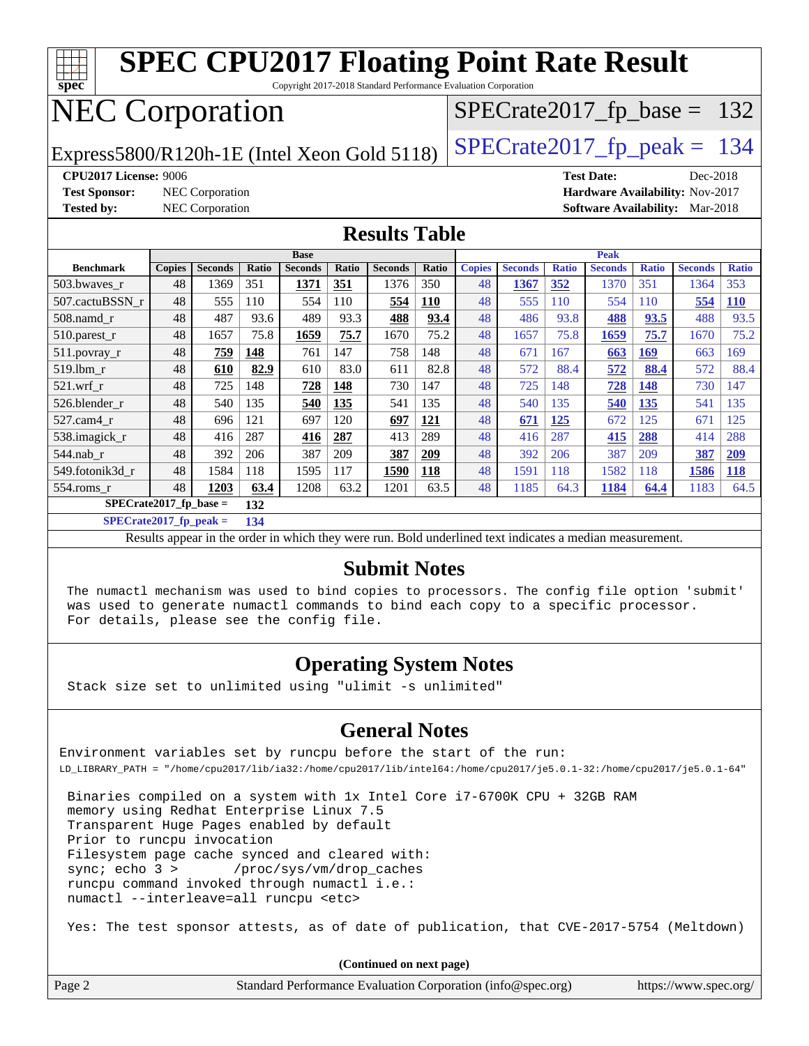# SPEC CPU2017 Floating Point Rate Result

Copyright 2017-2018 Standard Performance Evaluation Corporation

# NEC Corporation

Express5800/R120h-1E (Intel Xeon Gold 5118)

SPECrate2017_fp_base = 132

SPECrate2017_fp_peak = 134

**CPU2017 License:** 9006
**Test Sponsor:** NEC Corporation
**Tested by:** NEC Corporation

**Test Date:** Dec-2018
**Hardware Availability:** Nov-2017
**Software Availability:** Mar-2018

## Results Table

| | Base | | | | | | | Peak | | | | | | |
|---|---|---|---|---|---|---|---|---|---|---|---|---|---|---|
| **Benchmark** | **Copies** | **Seconds** | **Ratio** | **Seconds** | **Ratio** | **Seconds** | **Ratio** | **Copies** | **Seconds** | **Ratio** | **Seconds** | **Ratio** | **Seconds** | **Ratio** |
| 503.bwaves_r | 48 | 1369 | 351 | **1371** | **351** | 1376 | 350 | 48 | **1367** | **352** | 1370 | 351 | 1364 | 353 |
| 507.cactuBSSN_r | 48 | 555 | 110 | 554 | 110 | **554** | **110** | 48 | 555 | 110 | 554 | 110 | **554** | **110** |
| 508.namd_r | 48 | 487 | 93.6 | 489 | 93.3 | **488** | **93.4** | 48 | 486 | 93.8 | **488** | **93.5** | 488 | 93.5 |
| 510.parest_r | 48 | 1657 | 75.8 | **1659** | **75.7** | 1670 | 75.2 | 48 | 1657 | 75.8 | **1659** | **75.7** | 1670 | 75.2 |
| 511.povray_r | 48 | **759** | **148** | 761 | 147 | 758 | 148 | 48 | 671 | 167 | **663** | **169** | 663 | 169 |
| 519.lbm_r | 48 | **610** | **82.9** | 610 | 83.0 | 611 | 82.8 | 48 | 572 | 88.4 | **572** | **88.4** | 572 | 88.4 |
| 521.wrf_r | 48 | 725 | 148 | **728** | **148** | 730 | 147 | 48 | 725 | 148 | **728** | **148** | 730 | 147 |
| 526.blender_r | 48 | 540 | 135 | **540** | **135** | 541 | 135 | 48 | 540 | 135 | **540** | **135** | 541 | 135 |
| 527.cam4_r | 48 | 696 | 121 | 697 | 120 | **697** | **121** | 48 | **671** | **125** | 672 | 125 | 671 | 125 |
| 538.imagick_r | 48 | 416 | 287 | **416** | **287** | 413 | 289 | 48 | 416 | 287 | **415** | **288** | 414 | 288 |
| 544.nab_r | 48 | 392 | 206 | 387 | 209 | **387** | **209** | 48 | 392 | 206 | 387 | 209 | **387** | **209** |
| 549.fotonik3d_r | 48 | 1584 | 118 | 1595 | 117 | **1590** | **118** | 48 | 1591 | 118 | 1582 | 118 | **1586** | **118** |
| 554.roms_r | 48 | **1203** | **63.4** | 1208 | 63.2 | 1201 | 63.5 | 48 | 1185 | 64.3 | **1184** | **64.4** | 1183 | 64.5 |

**SPECrate2017_fp_base = 132**

**SPECrate2017_fp_peak = 134**

Results appear in the order in which they were run. Bold underlined text indicates a median measurement.

## Submit Notes

```
The numactl mechanism was used to bind copies to processors. The config file option 'submit'
was used to generate numactl commands to bind each copy to a specific processor.
For details, please see the config file.
```

## Operating System Notes

```
Stack size set to unlimited using "ulimit -s unlimited"
```

## General Notes

```
Environment variables set by runcpu before the start of the run:
LD_LIBRARY_PATH = "/home/cpu2017/lib/ia32:/home/cpu2017/lib/intel64:/home/cpu2017/je5.0.1-32:/home/cpu2017/je5.0.1-64"

 Binaries compiled on a system with 1x Intel Core i7-6700K CPU + 32GB RAM
 memory using Redhat Enterprise Linux 7.5
 Transparent Huge Pages enabled by default
 Prior to runcpu invocation
 Filesystem page cache synced and cleared with:
 sync; echo 3 >       /proc/sys/vm/drop_caches
 runcpu command invoked through numactl i.e.:
 numactl --interleave=all runcpu <etc>

 Yes: The test sponsor attests, as of date of publication, that CVE-2017-5754 (Meltdown)
```

(Continued on next page)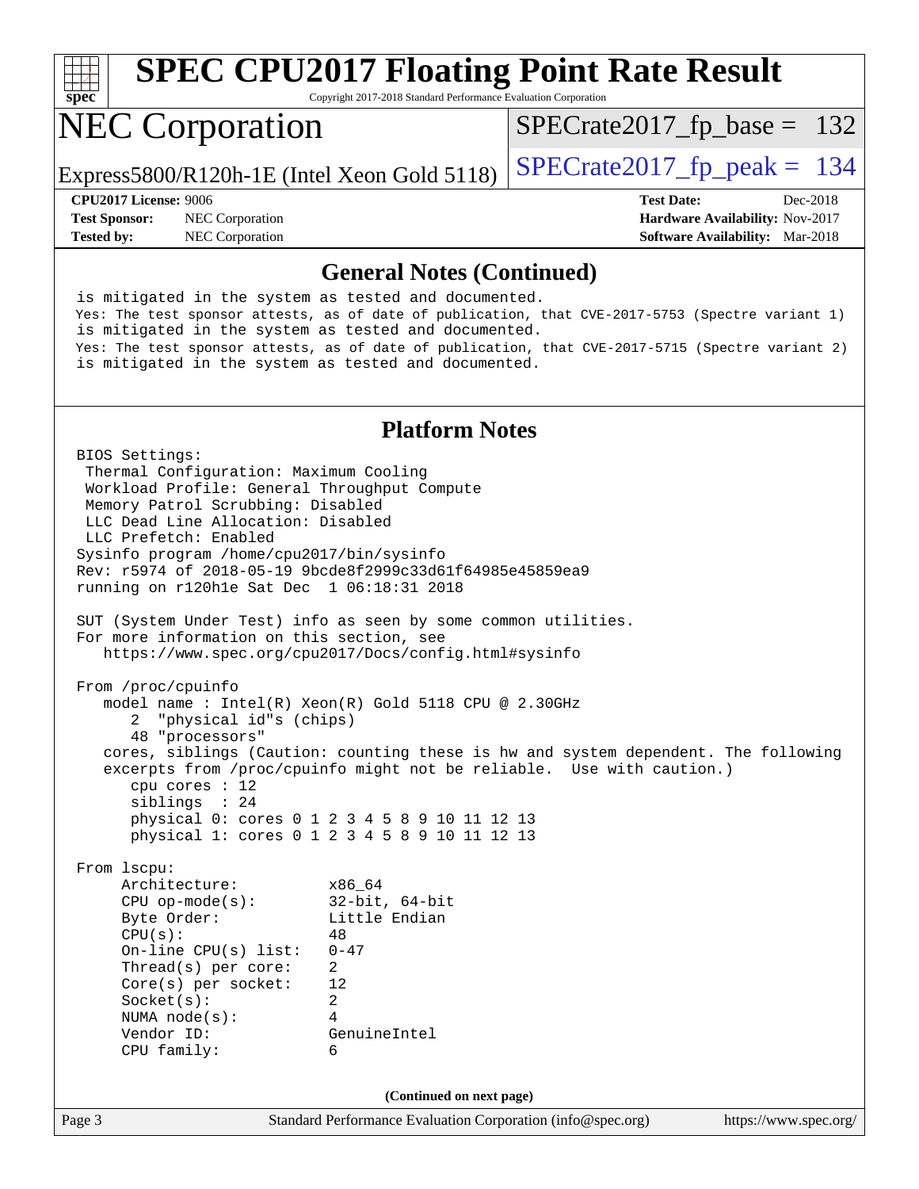## General Notes (Continued)

```
is mitigated in the system as tested and documented.
Yes: The test sponsor attests, as of date of publication, that CVE-2017-5753 (Spectre variant 1)
is mitigated in the system as tested and documented.
Yes: The test sponsor attests, as of date of publication, that CVE-2017-5715 (Spectre variant 2)
is mitigated in the system as tested and documented.
```

## Platform Notes

```
BIOS Settings:
 Thermal Configuration: Maximum Cooling
 Workload Profile: General Throughput Compute
 Memory Patrol Scrubbing: Disabled
 LLC Dead Line Allocation: Disabled
 LLC Prefetch: Enabled
Sysinfo program /home/cpu2017/bin/sysinfo
Rev: r5974 of 2018-05-19 9bcde8f2999c33d61f64985e45859ea9
running on r120h1e Sat Dec  1 06:18:31 2018

SUT (System Under Test) info as seen by some common utilities.
For more information on this section, see
   https://www.spec.org/cpu2017/Docs/config.html#sysinfo

From /proc/cpuinfo
   model name : Intel(R) Xeon(R) Gold 5118 CPU @ 2.30GHz
      2  "physical id"s (chips)
      48 "processors"
   cores, siblings (Caution: counting these is hw and system dependent. The following
   excerpts from /proc/cpuinfo might not be reliable.  Use with caution.)
      cpu cores : 12
      siblings  : 24
      physical 0: cores 0 1 2 3 4 5 8 9 10 11 12 13
      physical 1: cores 0 1 2 3 4 5 8 9 10 11 12 13

From lscpu:
     Architecture:          x86_64
     CPU op-mode(s):        32-bit, 64-bit
     Byte Order:            Little Endian
     CPU(s):                48
     On-line CPU(s) list:   0-47
     Thread(s) per core:    2
     Core(s) per socket:    12
     Socket(s):             2
     NUMA node(s):          4
     Vendor ID:             GenuineIntel
     CPU family:            6
```

(Continued on next page)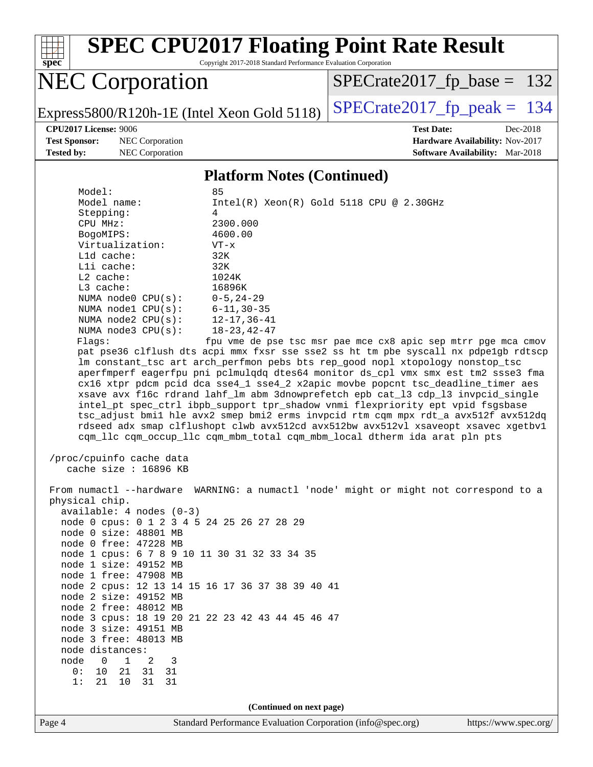# SPEC CPU2017 Floating Point Rate Result

Copyright 2017-2018 Standard Performance Evaluation Corporation

## NEC Corporation

Express5800/R120h-1E (Intel Xeon Gold 5118)

SPECrate2017_fp_base = 132

SPECrate2017_fp_peak = 134

**CPU2017 License:** 9006
**Test Sponsor:** NEC Corporation
**Tested by:** NEC Corporation

**Test Date:** Dec-2018
**Hardware Availability:** Nov-2017
**Software Availability:** Mar-2018

### Platform Notes (Continued)

```
     Model:                 85
     Model name:            Intel(R) Xeon(R) Gold 5118 CPU @ 2.30GHz
     Stepping:              4
     CPU MHz:               2300.000
     BogoMIPS:              4600.00
     Virtualization:        VT-x
     L1d cache:             32K
     L1i cache:             32K
     L2 cache:              1024K
     L3 cache:              16896K
     NUMA node0 CPU(s):     0-5,24-29
     NUMA node1 CPU(s):     6-11,30-35
     NUMA node2 CPU(s):     12-17,36-41
     NUMA node3 CPU(s):     18-23,42-47
     Flags:                 fpu vme de pse tsc msr pae mce cx8 apic sep mtrr pge mca cmov
     pat pse36 clflush dts acpi mmx fxsr sse sse2 ss ht tm pbe syscall nx pdpe1gb rdtscp
     lm constant_tsc art arch_perfmon pebs bts rep_good nopl xtopology nonstop_tsc
     aperfmperf eagerfpu pni pclmulqdq dtes64 monitor ds_cpl vmx smx est tm2 ssse3 fma
     cx16 xtpr pdcm pcid dca sse4_1 sse4_2 x2apic movbe popcnt tsc_deadline_timer aes
     xsave avx f16c rdrand lahf_lm abm 3dnowprefetch epb cat_l3 cdp_l3 invpcid_single
     intel_pt spec_ctrl ibpb_support tpr_shadow vnmi flexpriority ept vpid fsgsbase
     tsc_adjust bmi1 hle avx2 smep bmi2 erms invpcid rtm cqm mpx rdt_a avx512f avx512dq
     rdseed adx smap clflushopt clwb avx512cd avx512bw avx512vl xsaveopt xsavec xgetbv1
     cqm_llc cqm_occup_llc cqm_mbm_total cqm_mbm_local dtherm ida arat pln pts

 /proc/cpuinfo cache data
    cache size : 16896 KB

 From numactl --hardware  WARNING: a numactl 'node' might or might not correspond to a
 physical chip.
   available: 4 nodes (0-3)
   node 0 cpus: 0 1 2 3 4 5 24 25 26 27 28 29
   node 0 size: 48801 MB
   node 0 free: 47228 MB
   node 1 cpus: 6 7 8 9 10 11 30 31 32 33 34 35
   node 1 size: 49152 MB
   node 1 free: 47908 MB
   node 2 cpus: 12 13 14 15 16 17 36 37 38 39 40 41
   node 2 size: 49152 MB
   node 2 free: 48012 MB
   node 3 cpus: 18 19 20 21 22 23 42 43 44 45 46 47
   node 3 size: 49151 MB
   node 3 free: 48013 MB
   node distances:
   node   0   1   2   3
     0:  10  21  31  31
     1:  21  10  31  31
```

(Continued on next page)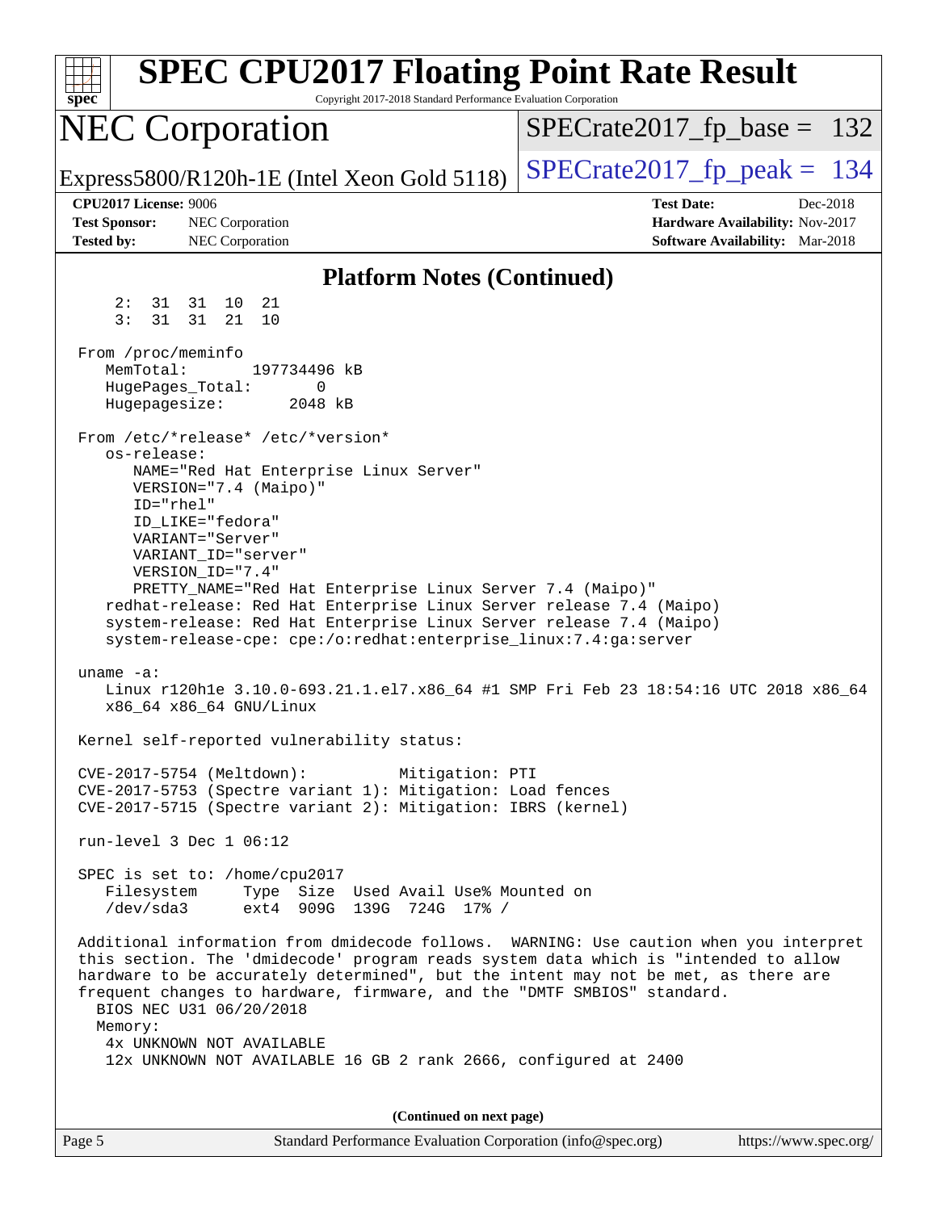# SPEC CPU2017 Floating Point Rate Result

Copyright 2017-2018 Standard Performance Evaluation Corporation

## NEC Corporation

Express5800/R120h-1E (Intel Xeon Gold 5118)

SPECrate2017_fp_base = 132

SPECrate2017_fp_peak = 134

**CPU2017 License:** 9006
**Test Sponsor:** NEC Corporation
**Tested by:** NEC Corporation

**Test Date:** Dec-2018
**Hardware Availability:** Nov-2017
**Software Availability:** Mar-2018

### Platform Notes (Continued)

```
     2:  31  31  10  21
     3:  31  31  21  10

 From /proc/meminfo
    MemTotal:       197734496 kB
    HugePages_Total:       0
    Hugepagesize:       2048 kB

 From /etc/*release* /etc/*version*
    os-release:
       NAME="Red Hat Enterprise Linux Server"
       VERSION="7.4 (Maipo)"
       ID="rhel"
       ID_LIKE="fedora"
       VARIANT="Server"
       VARIANT_ID="server"
       VERSION_ID="7.4"
       PRETTY_NAME="Red Hat Enterprise Linux Server 7.4 (Maipo)"
    redhat-release: Red Hat Enterprise Linux Server release 7.4 (Maipo)
    system-release: Red Hat Enterprise Linux Server release 7.4 (Maipo)
    system-release-cpe: cpe:/o:redhat:enterprise_linux:7.4:ga:server

 uname -a:
    Linux r120h1e 3.10.0-693.21.1.el7.x86_64 #1 SMP Fri Feb 23 18:54:16 UTC 2018 x86_64
    x86_64 x86_64 GNU/Linux

 Kernel self-reported vulnerability status:

 CVE-2017-5754 (Meltdown):          Mitigation: PTI
 CVE-2017-5753 (Spectre variant 1): Mitigation: Load fences
 CVE-2017-5715 (Spectre variant 2): Mitigation: IBRS (kernel)

 run-level 3 Dec 1 06:12

 SPEC is set to: /home/cpu2017
    Filesystem     Type  Size  Used Avail Use% Mounted on
    /dev/sda3      ext4  909G  139G  724G  17% /

 Additional information from dmidecode follows.  WARNING: Use caution when you interpret
 this section. The 'dmidecode' program reads system data which is "intended to allow
 hardware to be accurately determined", but the intent may not be met, as there are
 frequent changes to hardware, firmware, and the "DMTF SMBIOS" standard.
   BIOS NEC U31 06/20/2018
   Memory:
    4x UNKNOWN NOT AVAILABLE
    12x UNKNOWN NOT AVAILABLE 16 GB 2 rank 2666, configured at 2400
```

**(Continued on next page)**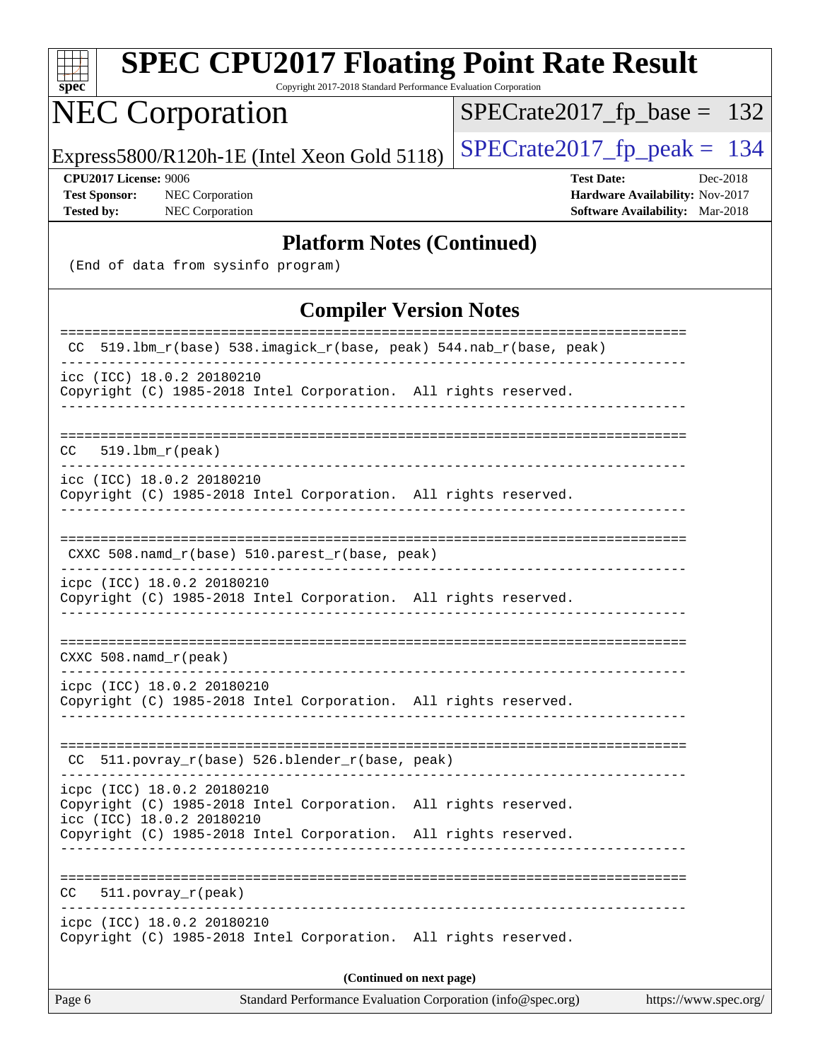## Platform Notes (Continued)

```
 (End of data from sysinfo program)
```

## Compiler Version Notes

```
==============================================================================
 CC  519.lbm_r(base) 538.imagick_r(base, peak) 544.nab_r(base, peak)
------------------------------------------------------------------------------
icc (ICC) 18.0.2 20180210
Copyright (C) 1985-2018 Intel Corporation.  All rights reserved.
------------------------------------------------------------------------------

==============================================================================
CC   519.lbm_r(peak)
------------------------------------------------------------------------------
icc (ICC) 18.0.2 20180210
Copyright (C) 1985-2018 Intel Corporation.  All rights reserved.
------------------------------------------------------------------------------

==============================================================================
 CXXC 508.namd_r(base) 510.parest_r(base, peak)
------------------------------------------------------------------------------
icpc (ICC) 18.0.2 20180210
Copyright (C) 1985-2018 Intel Corporation.  All rights reserved.
------------------------------------------------------------------------------

==============================================================================
CXXC 508.namd_r(peak)
------------------------------------------------------------------------------
icpc (ICC) 18.0.2 20180210
Copyright (C) 1985-2018 Intel Corporation.  All rights reserved.
------------------------------------------------------------------------------

==============================================================================
 CC  511.povray_r(base) 526.blender_r(base, peak)
------------------------------------------------------------------------------
icpc (ICC) 18.0.2 20180210
Copyright (C) 1985-2018 Intel Corporation.  All rights reserved.
icc (ICC) 18.0.2 20180210
Copyright (C) 1985-2018 Intel Corporation.  All rights reserved.
------------------------------------------------------------------------------

==============================================================================
CC   511.povray_r(peak)
------------------------------------------------------------------------------
icpc (ICC) 18.0.2 20180210
Copyright (C) 1985-2018 Intel Corporation.  All rights reserved.
```

(Continued on next page)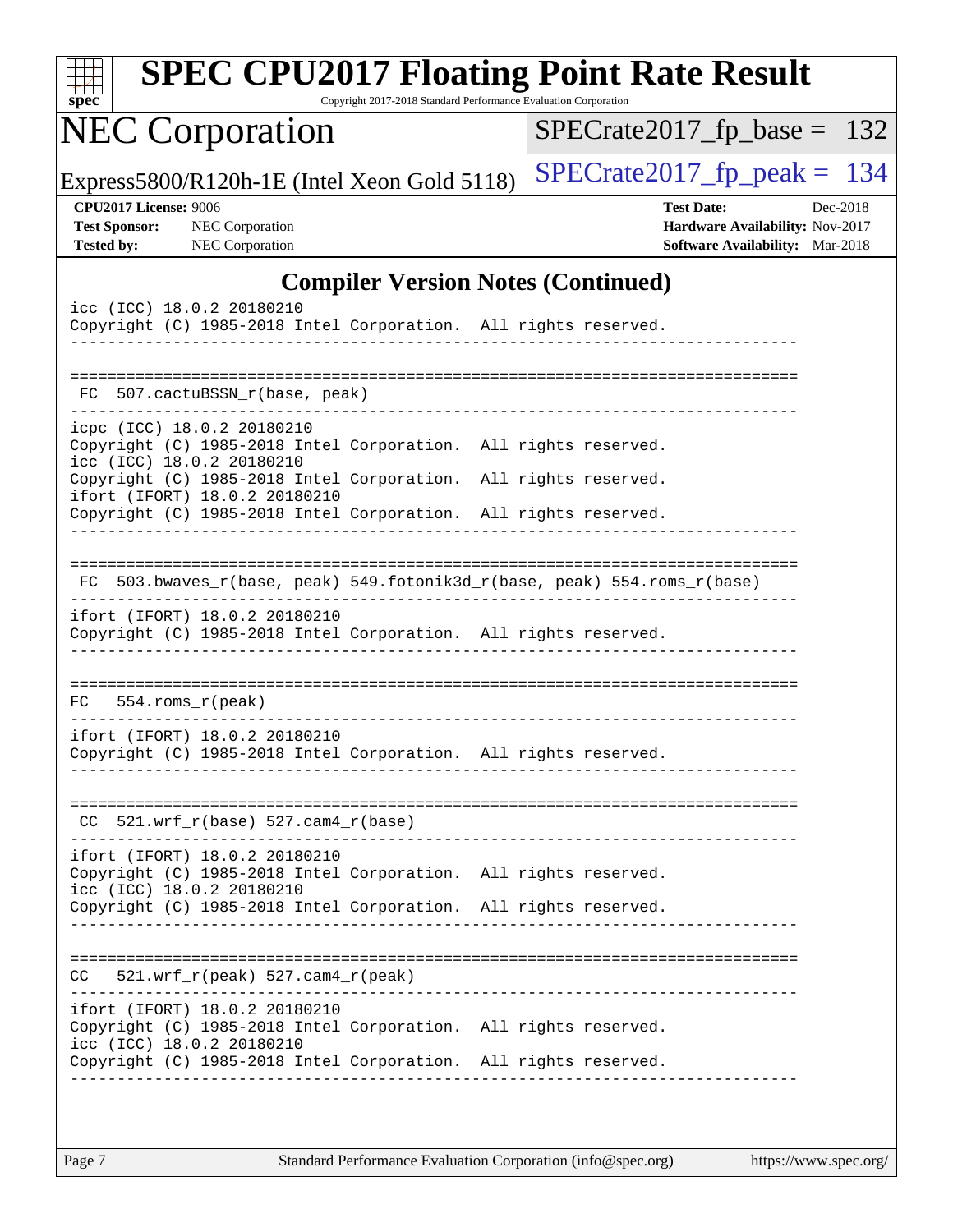# SPEC CPU2017 Floating Point Rate Result

Copyright 2017-2018 Standard Performance Evaluation Corporation

**NEC Corporation**

Express5800/R120h-1E (Intel Xeon Gold 5118)

SPECrate2017_fp_base = 132

SPECrate2017_fp_peak = 134

**CPU2017 License:** 9006
**Test Sponsor:** NEC Corporation
**Tested by:** NEC Corporation

**Test Date:** Dec-2018
**Hardware Availability:** Nov-2017
**Software Availability:** Mar-2018

## Compiler Version Notes (Continued)

```
icc (ICC) 18.0.2 20180210
Copyright (C) 1985-2018 Intel Corporation.  All rights reserved.
------------------------------------------------------------------------------

==============================================================================
 FC  507.cactuBSSN_r(base, peak)
------------------------------------------------------------------------------
icpc (ICC) 18.0.2 20180210
Copyright (C) 1985-2018 Intel Corporation.  All rights reserved.
icc (ICC) 18.0.2 20180210
Copyright (C) 1985-2018 Intel Corporation.  All rights reserved.
ifort (IFORT) 18.0.2 20180210
Copyright (C) 1985-2018 Intel Corporation.  All rights reserved.
------------------------------------------------------------------------------

==============================================================================
 FC  503.bwaves_r(base, peak) 549.fotonik3d_r(base, peak) 554.roms_r(base)
------------------------------------------------------------------------------
ifort (IFORT) 18.0.2 20180210
Copyright (C) 1985-2018 Intel Corporation.  All rights reserved.
------------------------------------------------------------------------------

==============================================================================
 FC  554.roms_r(peak)
------------------------------------------------------------------------------
ifort (IFORT) 18.0.2 20180210
Copyright (C) 1985-2018 Intel Corporation.  All rights reserved.
------------------------------------------------------------------------------

==============================================================================
 CC  521.wrf_r(base) 527.cam4_r(base)
------------------------------------------------------------------------------
ifort (IFORT) 18.0.2 20180210
Copyright (C) 1985-2018 Intel Corporation.  All rights reserved.
icc (ICC) 18.0.2 20180210
Copyright (C) 1985-2018 Intel Corporation.  All rights reserved.
------------------------------------------------------------------------------

==============================================================================
 CC  521.wrf_r(peak) 527.cam4_r(peak)
------------------------------------------------------------------------------
ifort (IFORT) 18.0.2 20180210
Copyright (C) 1985-2018 Intel Corporation.  All rights reserved.
icc (ICC) 18.0.2 20180210
Copyright (C) 1985-2018 Intel Corporation.  All rights reserved.
------------------------------------------------------------------------------
```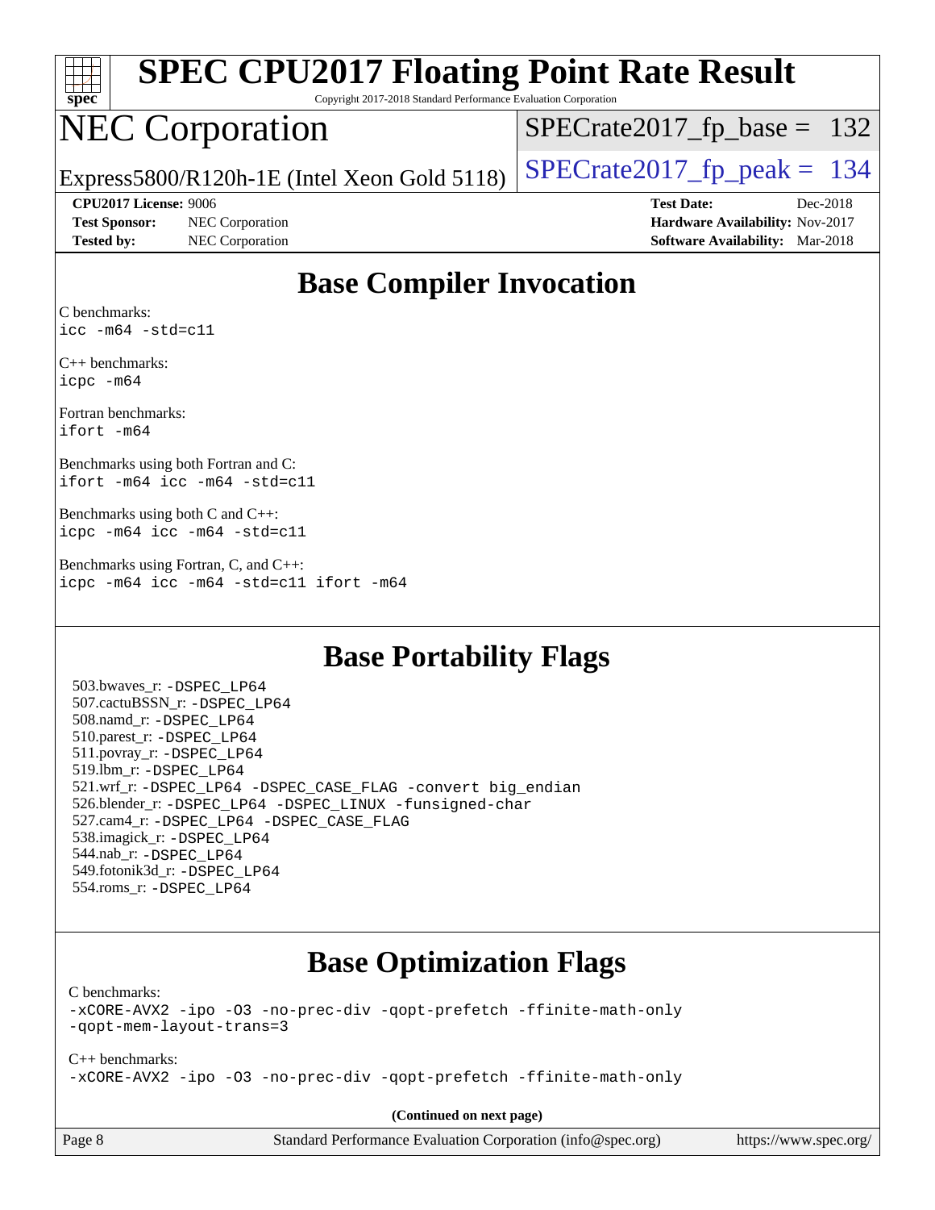# SPEC CPU2017 Floating Point Rate Result

Copyright 2017-2018 Standard Performance Evaluation Corporation

# NEC Corporation

Express5800/R120h-1E (Intel Xeon Gold 5118)

SPECrate2017_fp_base = 132

SPECrate2017_fp_peak = 134

**CPU2017 License:** 9006
**Test Sponsor:** NEC Corporation
**Tested by:** NEC Corporation

**Test Date:** Dec-2018
**Hardware Availability:** Nov-2017
**Software Availability:** Mar-2018

## Base Compiler Invocation

C benchmarks:
```
icc -m64 -std=c11
```

C++ benchmarks:
```
icpc -m64
```

Fortran benchmarks:
```
ifort -m64
```

Benchmarks using both Fortran and C:
```
ifort -m64 icc -m64 -std=c11
```

Benchmarks using both C and C++:
```
icpc -m64 icc -m64 -std=c11
```

Benchmarks using Fortran, C, and C++:
```
icpc -m64 icc -m64 -std=c11 ifort -m64
```

## Base Portability Flags

503.bwaves_r: -DSPEC_LP64
507.cactuBSSN_r: -DSPEC_LP64
508.namd_r: -DSPEC_LP64
510.parest_r: -DSPEC_LP64
511.povray_r: -DSPEC_LP64
519.lbm_r: -DSPEC_LP64
521.wrf_r: -DSPEC_LP64 -DSPEC_CASE_FLAG -convert big_endian
526.blender_r: -DSPEC_LP64 -DSPEC_LINUX -funsigned-char
527.cam4_r: -DSPEC_LP64 -DSPEC_CASE_FLAG
538.imagick_r: -DSPEC_LP64
544.nab_r: -DSPEC_LP64
549.fotonik3d_r: -DSPEC_LP64
554.roms_r: -DSPEC_LP64

## Base Optimization Flags

C benchmarks:
```
-xCORE-AVX2 -ipo -O3 -no-prec-div -qopt-prefetch -ffinite-math-only
-qopt-mem-layout-trans=3
```

C++ benchmarks:
```
-xCORE-AVX2 -ipo -O3 -no-prec-div -qopt-prefetch -ffinite-math-only
```

**(Continued on next page)**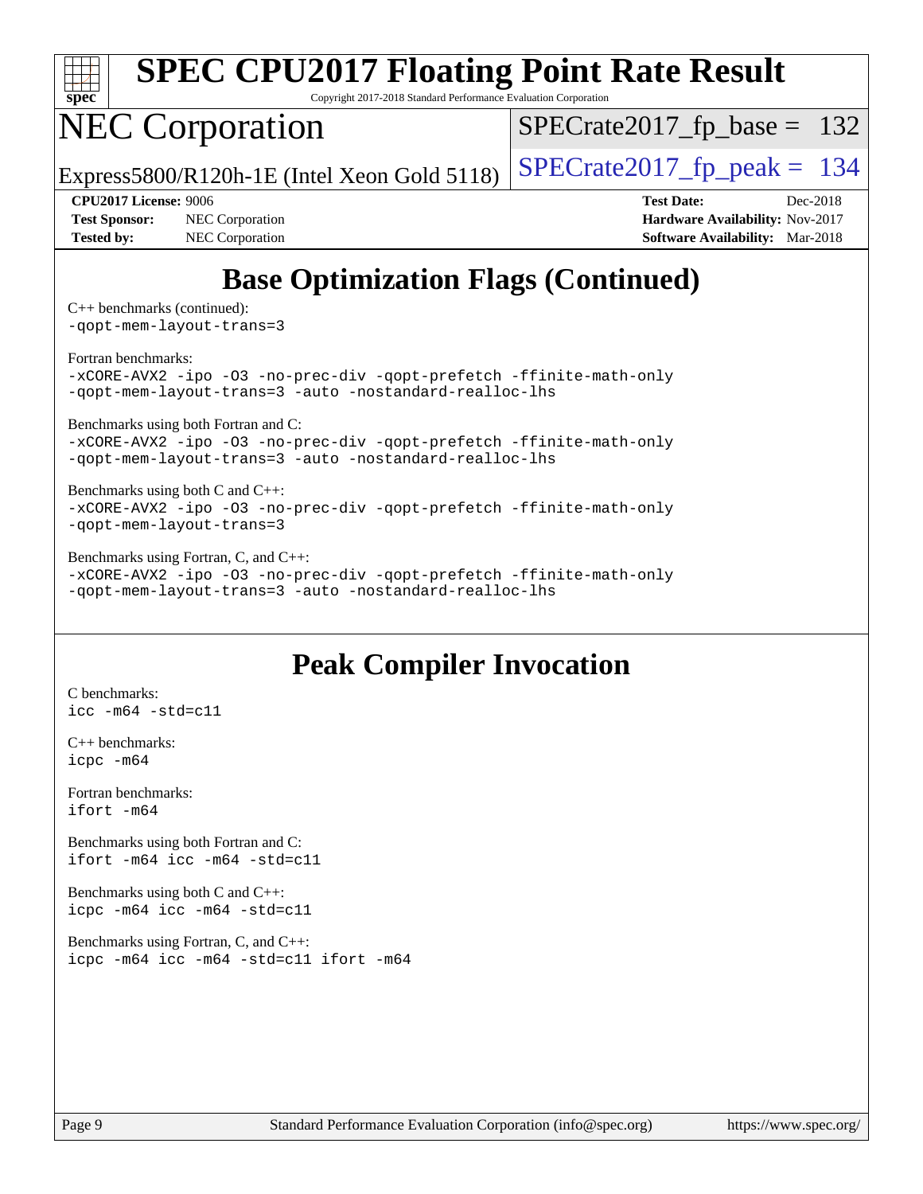## Base Optimization Flags (Continued)

C++ benchmarks (continued):
-qopt-mem-layout-trans=3

Fortran benchmarks:
-xCORE-AVX2 -ipo -O3 -no-prec-div -qopt-prefetch -ffinite-math-only
-qopt-mem-layout-trans=3 -auto -nostandard-realloc-lhs

Benchmarks using both Fortran and C:
-xCORE-AVX2 -ipo -O3 -no-prec-div -qopt-prefetch -ffinite-math-only
-qopt-mem-layout-trans=3 -auto -nostandard-realloc-lhs

Benchmarks using both C and C++:
-xCORE-AVX2 -ipo -O3 -no-prec-div -qopt-prefetch -ffinite-math-only
-qopt-mem-layout-trans=3

Benchmarks using Fortran, C, and C++:
-xCORE-AVX2 -ipo -O3 -no-prec-div -qopt-prefetch -ffinite-math-only
-qopt-mem-layout-trans=3 -auto -nostandard-realloc-lhs

## Peak Compiler Invocation

C benchmarks:
icc -m64 -std=c11

C++ benchmarks:
icpc -m64

Fortran benchmarks:
ifort -m64

Benchmarks using both Fortran and C:
ifort -m64 icc -m64 -std=c11

Benchmarks using both C and C++:
icpc -m64 icc -m64 -std=c11

Benchmarks using Fortran, C, and C++:
icpc -m64 icc -m64 -std=c11 ifort -m64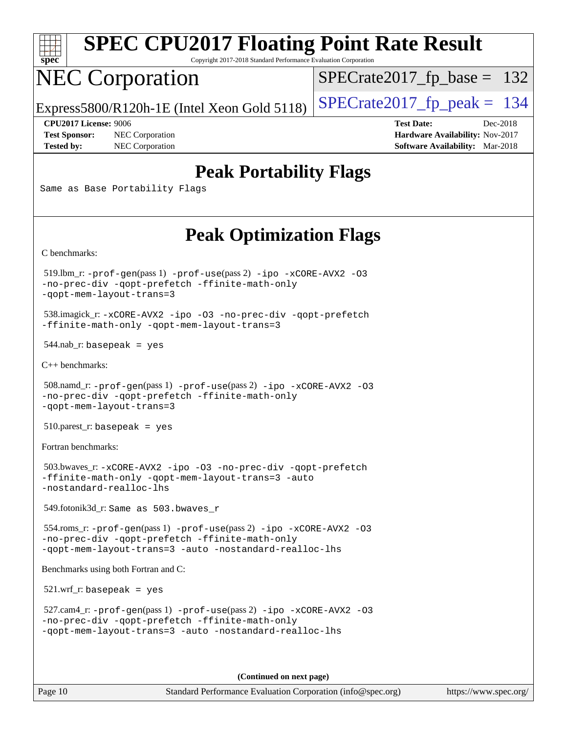# SPEC CPU2017 Floating Point Rate Result

Copyright 2017-2018 Standard Performance Evaluation Corporation

## NEC Corporation

Express5800/R120h-1E (Intel Xeon Gold 5118)

SPECrate2017_fp_base = 132

SPECrate2017_fp_peak = 134

**CPU2017 License:** 9006
**Test Sponsor:** NEC Corporation
**Tested by:** NEC Corporation

**Test Date:** Dec-2018
**Hardware Availability:** Nov-2017
**Software Availability:** Mar-2018

## Peak Portability Flags

Same as Base Portability Flags

## Peak Optimization Flags

C benchmarks:

519.lbm_r: `-prof-gen`(pass 1) `-prof-use`(pass 2) `-ipo -xCORE-AVX2 -O3 -no-prec-div -qopt-prefetch -ffinite-math-only -qopt-mem-layout-trans=3`

538.imagick_r: `-xCORE-AVX2 -ipo -O3 -no-prec-div -qopt-prefetch -ffinite-math-only -qopt-mem-layout-trans=3`

544.nab_r: `basepeak = yes`

C++ benchmarks:

508.namd_r: `-prof-gen`(pass 1) `-prof-use`(pass 2) `-ipo -xCORE-AVX2 -O3 -no-prec-div -qopt-prefetch -ffinite-math-only -qopt-mem-layout-trans=3`

510.parest_r: `basepeak = yes`

Fortran benchmarks:

503.bwaves_r: `-xCORE-AVX2 -ipo -O3 -no-prec-div -qopt-prefetch -ffinite-math-only -qopt-mem-layout-trans=3 -auto -nostandard-realloc-lhs`

549.fotonik3d_r: `Same as 503.bwaves_r`

554.roms_r: `-prof-gen`(pass 1) `-prof-use`(pass 2) `-ipo -xCORE-AVX2 -O3 -no-prec-div -qopt-prefetch -ffinite-math-only -qopt-mem-layout-trans=3 -auto -nostandard-realloc-lhs`

Benchmarks using both Fortran and C:

521.wrf_r: `basepeak = yes`

527.cam4_r: `-prof-gen`(pass 1) `-prof-use`(pass 2) `-ipo -xCORE-AVX2 -O3 -no-prec-div -qopt-prefetch -ffinite-math-only -qopt-mem-layout-trans=3 -auto -nostandard-realloc-lhs`

**(Continued on next page)**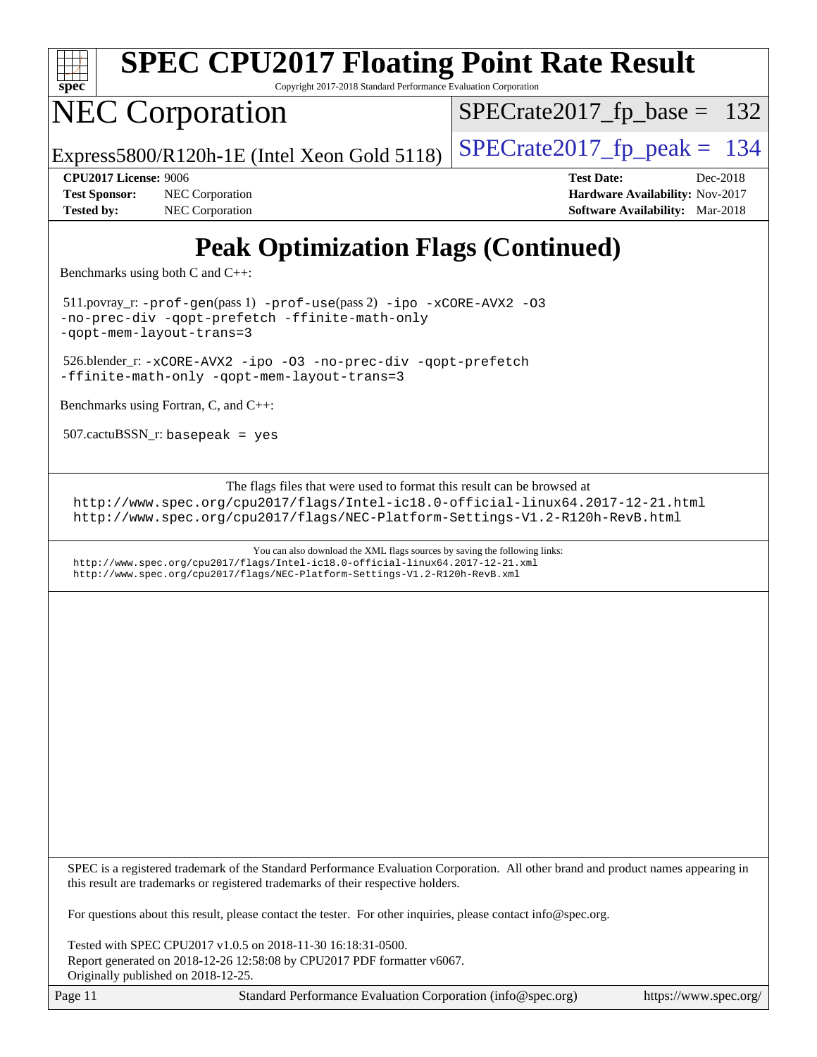# SPEC CPU2017 Floating Point Rate Result

Copyright 2017-2018 Standard Performance Evaluation Corporation

# NEC Corporation

Express5800/R120h-1E (Intel Xeon Gold 5118)

SPECrate2017_fp_base = 132

SPECrate2017_fp_peak = 134

**CPU2017 License:** 9006
**Test Sponsor:** NEC Corporation
**Tested by:** NEC Corporation

**Test Date:** Dec-2018
**Hardware Availability:** Nov-2017
**Software Availability:** Mar-2018

## Peak Optimization Flags (Continued)

Benchmarks using both C and C++:

511.povray_r: -prof-gen(pass 1) -prof-use(pass 2) -ipo -xCORE-AVX2 -O3 -no-prec-div -qopt-prefetch -ffinite-math-only -qopt-mem-layout-trans=3

526.blender_r: -xCORE-AVX2 -ipo -O3 -no-prec-div -qopt-prefetch -ffinite-math-only -qopt-mem-layout-trans=3

Benchmarks using Fortran, C, and C++:

507.cactuBSSN_r: basepeak = yes

The flags files that were used to format this result can be browsed at
http://www.spec.org/cpu2017/flags/Intel-ic18.0-official-linux64.2017-12-21.html
http://www.spec.org/cpu2017/flags/NEC-Platform-Settings-V1.2-R120h-RevB.html

You can also download the XML flags sources by saving the following links:
http://www.spec.org/cpu2017/flags/Intel-ic18.0-official-linux64.2017-12-21.xml
http://www.spec.org/cpu2017/flags/NEC-Platform-Settings-V1.2-R120h-RevB.xml

SPEC is a registered trademark of the Standard Performance Evaluation Corporation. All other brand and product names appearing in this result are trademarks or registered trademarks of their respective holders.

For questions about this result, please contact the tester. For other inquiries, please contact info@spec.org.

Tested with SPEC CPU2017 v1.0.5 on 2018-11-30 16:18:31-0500.
Report generated on 2018-12-26 12:58:08 by CPU2017 PDF formatter v6067.
Originally published on 2018-12-25.